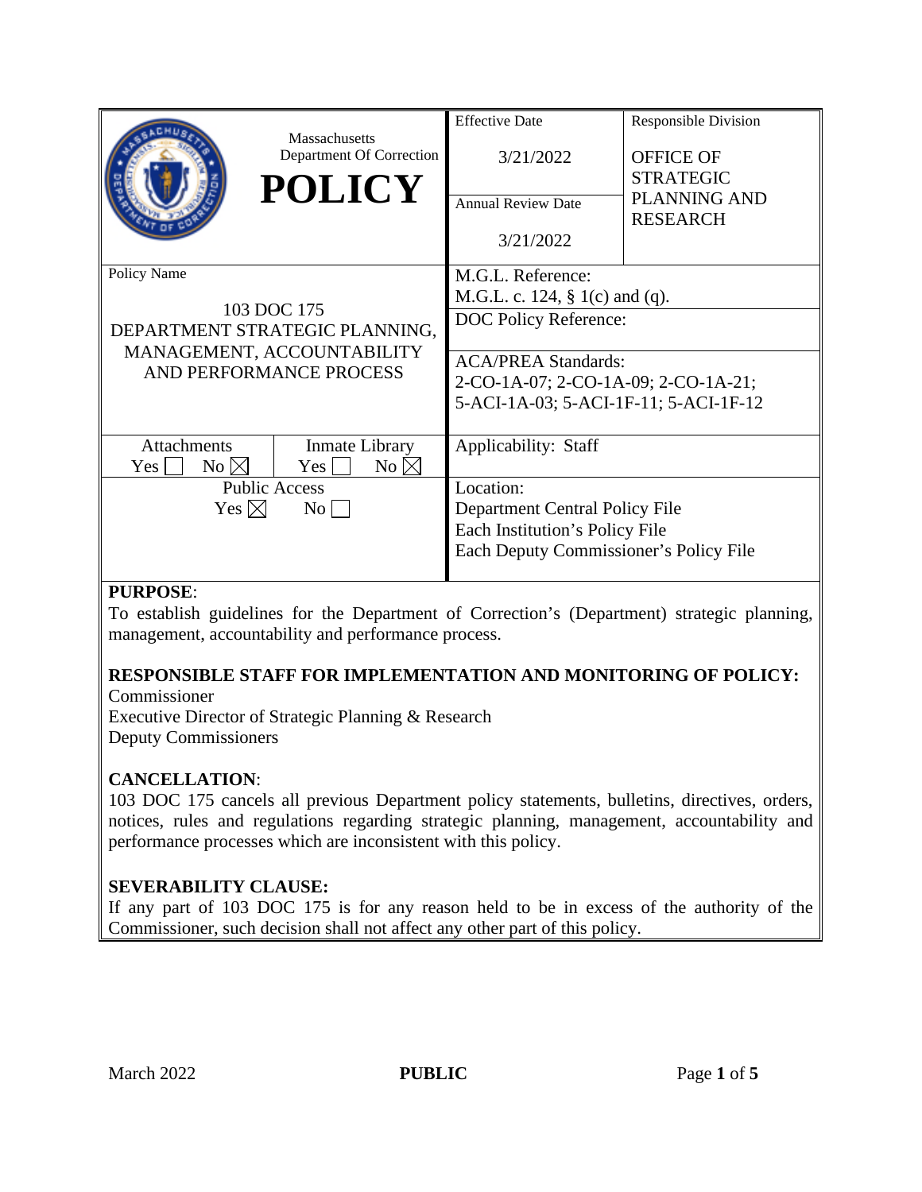| Massachusetts Department Of Correction **POLICY** | | Effective Date<br>3/21/2022<br><br>Annual Review Date<br>3/21/2022 | Responsible Division<br>OFFICE OF STRATEGIC PLANNING AND RESEARCH |
|---|---|---|---|
| Policy Name<br>103 DOC 175<br>DEPARTMENT STRATEGIC PLANNING, MANAGEMENT, ACCOUNTABILITY AND PERFORMANCE PROCESS | | M.G.L. Reference:<br>M.G.L. c. 124, § 1(c) and (q).<br><br>DOC Policy Reference:<br><br>ACA/PREA Standards:<br>2-CO-1A-07; 2-CO-1A-09; 2-CO-1A-21; 5-ACI-1A-03; 5-ACI-1F-11; 5-ACI-1F-12 | |
| Attachments<br>Yes ☐ No ☒ | Inmate Library<br>Yes ☐ No ☒ | Applicability: Staff | |
| Public Access<br>Yes ☒ No ☐ | | Location:<br>Department Central Policy File<br>Each Institution's Policy File<br>Each Deputy Commissioner's Policy File | |

**PURPOSE**:

To establish guidelines for the Department of Correction's (Department) strategic planning, management, accountability and performance process.

**RESPONSIBLE STAFF FOR IMPLEMENTATION AND MONITORING OF POLICY:**

Commissioner
Executive Director of Strategic Planning & Research
Deputy Commissioners

**CANCELLATION**:

103 DOC 175 cancels all previous Department policy statements, bulletins, directives, orders, notices, rules and regulations regarding strategic planning, management, accountability and performance processes which are inconsistent with this policy.

**SEVERABILITY CLAUSE:**

If any part of 103 DOC 175 is for any reason held to be in excess of the authority of the Commissioner, such decision shall not affect any other part of this policy.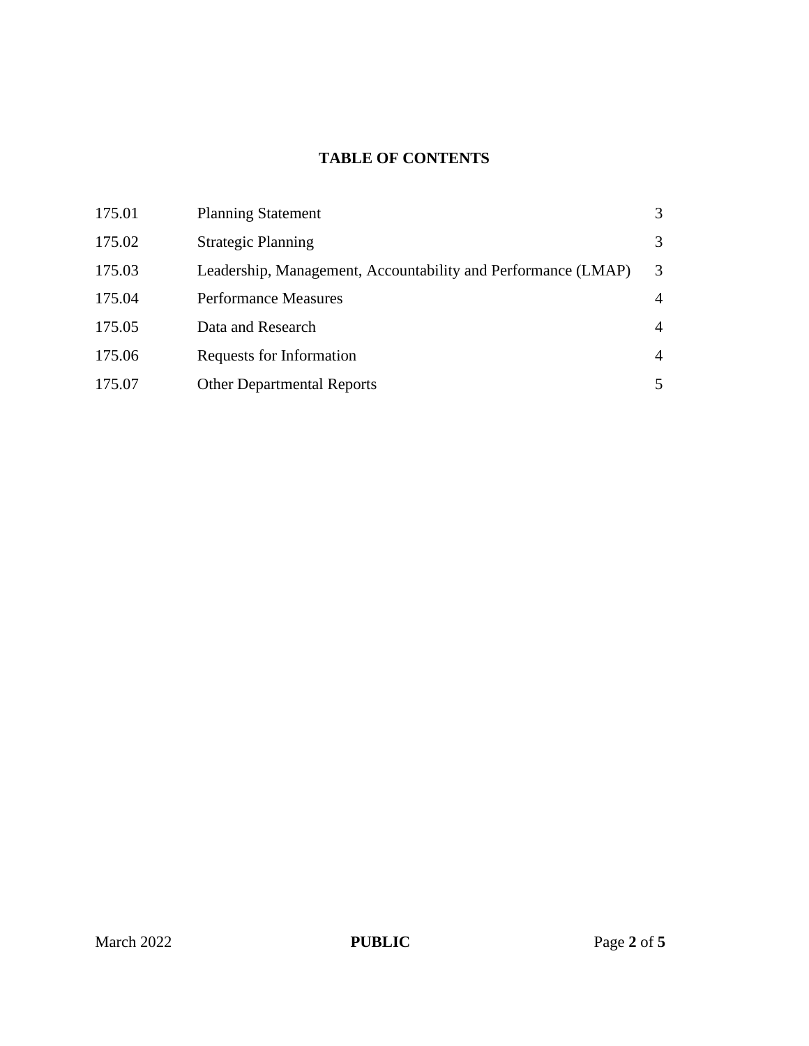## TABLE OF CONTENTS

| | | |
|---|---|---|
| 175.01 | Planning Statement | 3 |
| 175.02 | Strategic Planning | 3 |
| 175.03 | Leadership, Management, Accountability and Performance (LMAP) | 3 |
| 175.04 | Performance Measures | 4 |
| 175.05 | Data and Research | 4 |
| 175.06 | Requests for Information | 4 |
| 175.07 | Other Departmental Reports | 5 |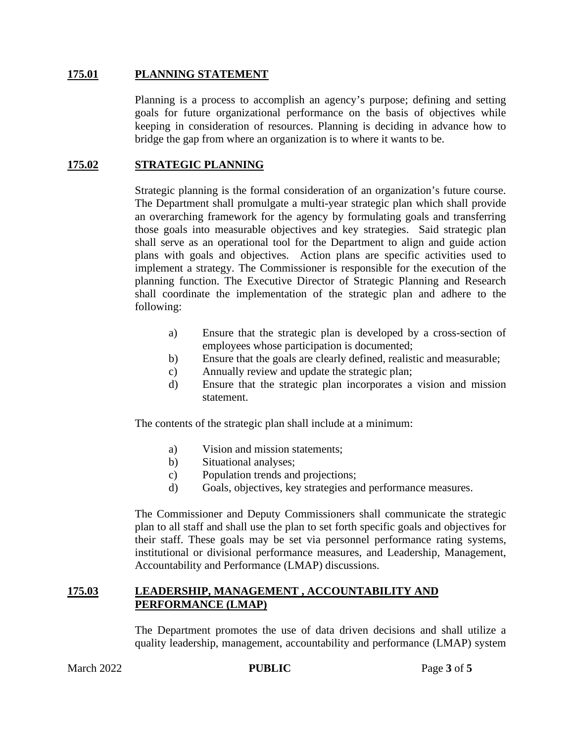## 175.01 PLANNING STATEMENT

Planning is a process to accomplish an agency's purpose; defining and setting goals for future organizational performance on the basis of objectives while keeping in consideration of resources. Planning is deciding in advance how to bridge the gap from where an organization is to where it wants to be.

## 175.02 STRATEGIC PLANNING

Strategic planning is the formal consideration of an organization's future course. The Department shall promulgate a multi-year strategic plan which shall provide an overarching framework for the agency by formulating goals and transferring those goals into measurable objectives and key strategies. Said strategic plan shall serve as an operational tool for the Department to align and guide action plans with goals and objectives. Action plans are specific activities used to implement a strategy. The Commissioner is responsible for the execution of the planning function. The Executive Director of Strategic Planning and Research shall coordinate the implementation of the strategic plan and adhere to the following:

a) Ensure that the strategic plan is developed by a cross-section of employees whose participation is documented;
b) Ensure that the goals are clearly defined, realistic and measurable;
c) Annually review and update the strategic plan;
d) Ensure that the strategic plan incorporates a vision and mission statement.

The contents of the strategic plan shall include at a minimum:

a) Vision and mission statements;
b) Situational analyses;
c) Population trends and projections;
d) Goals, objectives, key strategies and performance measures.

The Commissioner and Deputy Commissioners shall communicate the strategic plan to all staff and shall use the plan to set forth specific goals and objectives for their staff. These goals may be set via personnel performance rating systems, institutional or divisional performance measures, and Leadership, Management, Accountability and Performance (LMAP) discussions.

## 175.03 LEADERSHIP, MANAGEMENT , ACCOUNTABILITY AND PERFORMANCE (LMAP)

The Department promotes the use of data driven decisions and shall utilize a quality leadership, management, accountability and performance (LMAP) system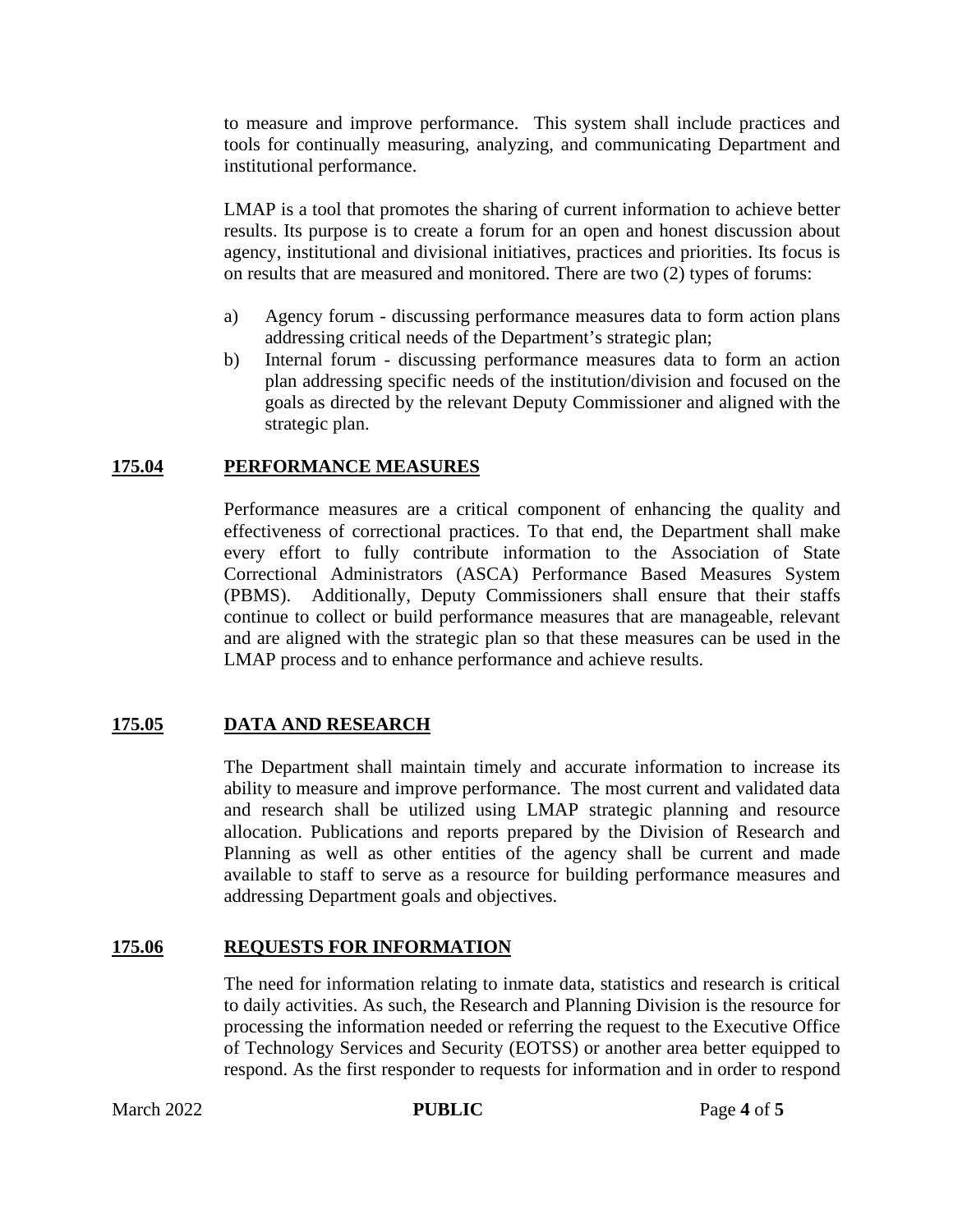to measure and improve performance. This system shall include practices and tools for continually measuring, analyzing, and communicating Department and institutional performance.

LMAP is a tool that promotes the sharing of current information to achieve better results. Its purpose is to create a forum for an open and honest discussion about agency, institutional and divisional initiatives, practices and priorities. Its focus is on results that are measured and monitored. There are two (2) types of forums:

a) Agency forum - discussing performance measures data to form action plans addressing critical needs of the Department's strategic plan;
b) Internal forum - discussing performance measures data to form an action plan addressing specific needs of the institution/division and focused on the goals as directed by the relevant Deputy Commissioner and aligned with the strategic plan.

## 175.04 PERFORMANCE MEASURES

Performance measures are a critical component of enhancing the quality and effectiveness of correctional practices. To that end, the Department shall make every effort to fully contribute information to the Association of State Correctional Administrators (ASCA) Performance Based Measures System (PBMS). Additionally, Deputy Commissioners shall ensure that their staffs continue to collect or build performance measures that are manageable, relevant and are aligned with the strategic plan so that these measures can be used in the LMAP process and to enhance performance and achieve results.

## 175.05 DATA AND RESEARCH

The Department shall maintain timely and accurate information to increase its ability to measure and improve performance. The most current and validated data and research shall be utilized using LMAP strategic planning and resource allocation. Publications and reports prepared by the Division of Research and Planning as well as other entities of the agency shall be current and made available to staff to serve as a resource for building performance measures and addressing Department goals and objectives.

## 175.06 REQUESTS FOR INFORMATION

The need for information relating to inmate data, statistics and research is critical to daily activities. As such, the Research and Planning Division is the resource for processing the information needed or referring the request to the Executive Office of Technology Services and Security (EOTSS) or another area better equipped to respond. As the first responder to requests for information and in order to respond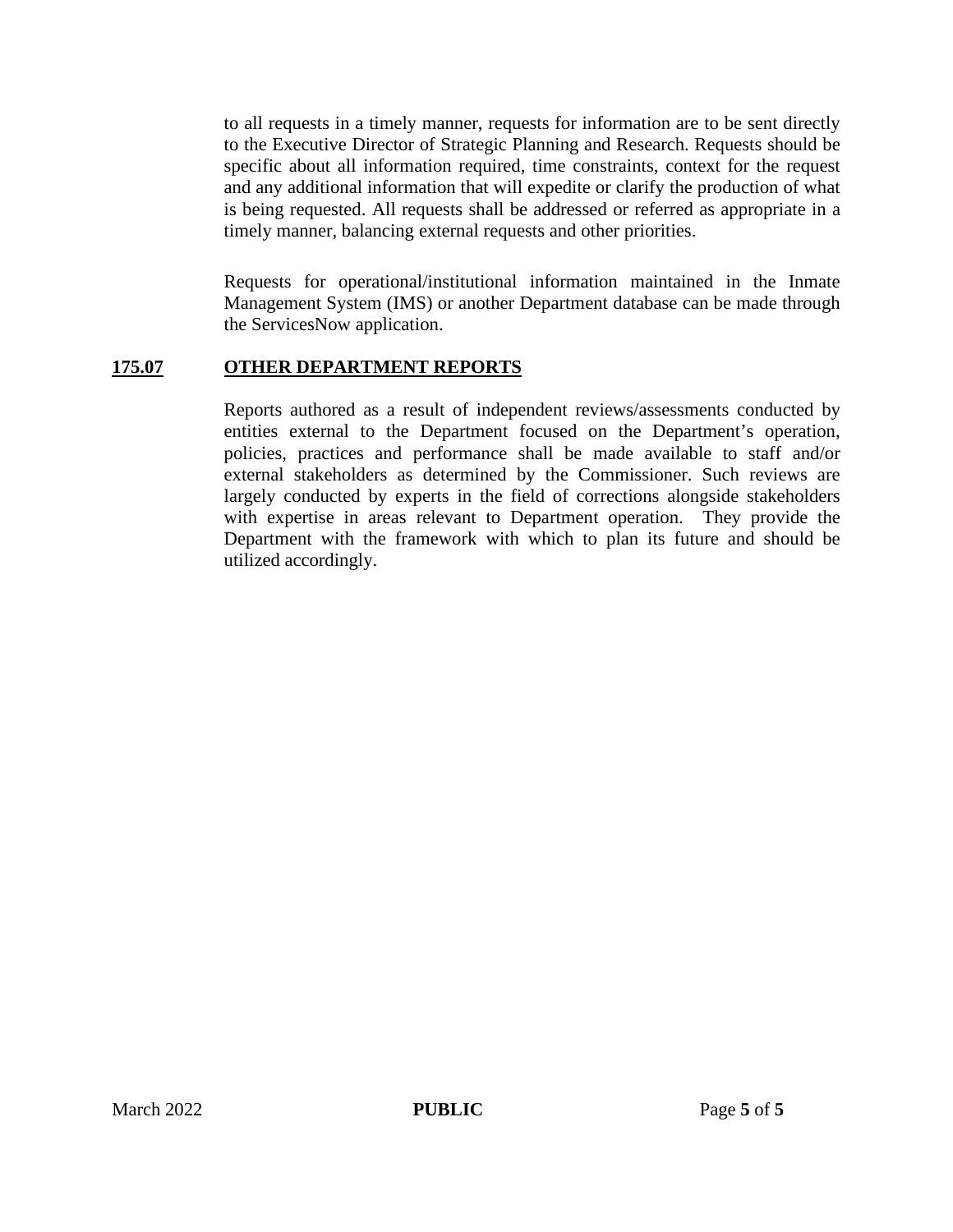to all requests in a timely manner, requests for information are to be sent directly to the Executive Director of Strategic Planning and Research. Requests should be specific about all information required, time constraints, context for the request and any additional information that will expedite or clarify the production of what is being requested. All requests shall be addressed or referred as appropriate in a timely manner, balancing external requests and other priorities.

Requests for operational/institutional information maintained in the Inmate Management System (IMS) or another Department database can be made through the ServicesNow application.

## 175.07 OTHER DEPARTMENT REPORTS

Reports authored as a result of independent reviews/assessments conducted by entities external to the Department focused on the Department's operation, policies, practices and performance shall be made available to staff and/or external stakeholders as determined by the Commissioner. Such reviews are largely conducted by experts in the field of corrections alongside stakeholders with expertise in areas relevant to Department operation. They provide the Department with the framework with which to plan its future and should be utilized accordingly.